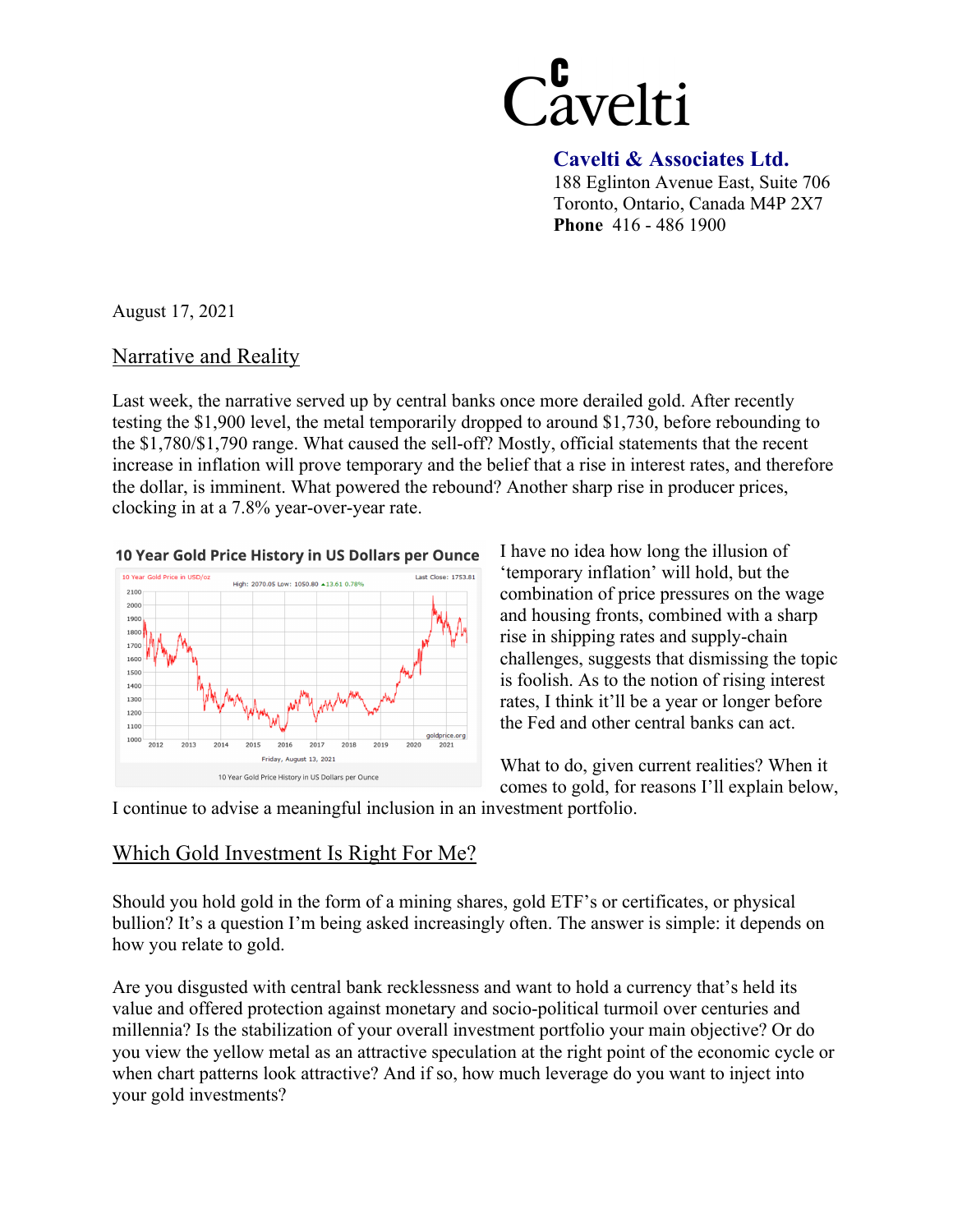Cavelti

**Cavelti & Associates Ltd.**
188 Eglinton Avenue East, Suite 706
Toronto, Ontario, Canada M4P 2X7
**Phone** 416 - 486 1900

August 17, 2021

## Narrative and Reality

Last week, the narrative served up by central banks once more derailed gold. After recently testing the $1,900 level, the metal temporarily dropped to around $1,730, before rebounding to the $1,780/$1,790 range. What caused the sell-off? Mostly, official statements that the recent increase in inflation will prove temporary and the belief that a rise in interest rates, and therefore the dollar, is imminent. What powered the rebound? Another sharp rise in producer prices, clocking in at a 7.8% year-over-year rate.

10 Year Gold Price History in US Dollars per Ounce

I have no idea how long the illusion of 'temporary inflation' will hold, but the combination of price pressures on the wage and housing fronts, combined with a sharp rise in shipping rates and supply-chain challenges, suggests that dismissing the topic is foolish. As to the notion of rising interest rates, I think it'll be a year or longer before the Fed and other central banks can act.

What to do, given current realities? When it comes to gold, for reasons I'll explain below, I continue to advise a meaningful inclusion in an investment portfolio.

## Which Gold Investment Is Right For Me?

Should you hold gold in the form of a mining shares, gold ETF's or certificates, or physical bullion? It's a question I'm being asked increasingly often. The answer is simple: it depends on how you relate to gold.

Are you disgusted with central bank recklessness and want to hold a currency that's held its value and offered protection against monetary and socio-political turmoil over centuries and millennia? Is the stabilization of your overall investment portfolio your main objective? Or do you view the yellow metal as an attractive speculation at the right point of the economic cycle or when chart patterns look attractive? And if so, how much leverage do you want to inject into your gold investments?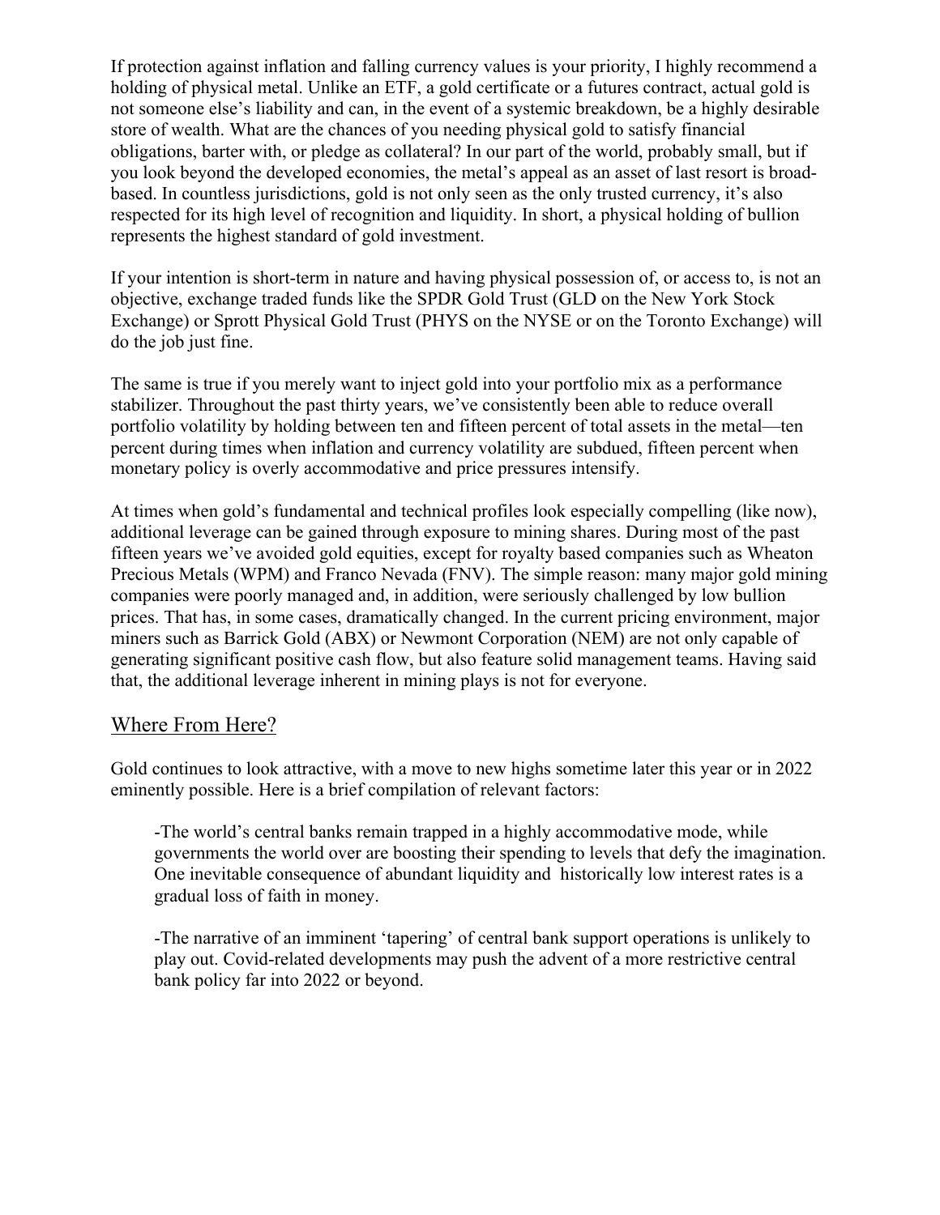If protection against inflation and falling currency values is your priority, I highly recommend a holding of physical metal. Unlike an ETF, a gold certificate or a futures contract, actual gold is not someone else's liability and can, in the event of a systemic breakdown, be a highly desirable store of wealth. What are the chances of you needing physical gold to satisfy financial obligations, barter with, or pledge as collateral? In our part of the world, probably small, but if you look beyond the developed economies, the metal's appeal as an asset of last resort is broad-based. In countless jurisdictions, gold is not only seen as the only trusted currency, it's also respected for its high level of recognition and liquidity. In short, a physical holding of bullion represents the highest standard of gold investment.

If your intention is short-term in nature and having physical possession of, or access to, is not an objective, exchange traded funds like the SPDR Gold Trust (GLD on the New York Stock Exchange) or Sprott Physical Gold Trust (PHYS on the NYSE or on the Toronto Exchange) will do the job just fine.

The same is true if you merely want to inject gold into your portfolio mix as a performance stabilizer. Throughout the past thirty years, we've consistently been able to reduce overall portfolio volatility by holding between ten and fifteen percent of total assets in the metal—ten percent during times when inflation and currency volatility are subdued, fifteen percent when monetary policy is overly accommodative and price pressures intensify.

At times when gold's fundamental and technical profiles look especially compelling (like now), additional leverage can be gained through exposure to mining shares. During most of the past fifteen years we've avoided gold equities, except for royalty based companies such as Wheaton Precious Metals (WPM) and Franco Nevada (FNV). The simple reason: many major gold mining companies were poorly managed and, in addition, were seriously challenged by low bullion prices. That has, in some cases, dramatically changed. In the current pricing environment, major miners such as Barrick Gold (ABX) or Newmont Corporation (NEM) are not only capable of generating significant positive cash flow, but also feature solid management teams. Having said that, the additional leverage inherent in mining plays is not for everyone.

## Where From Here?

Gold continues to look attractive, with a move to new highs sometime later this year or in 2022 eminently possible. Here is a brief compilation of relevant factors:

> -The world's central banks remain trapped in a highly accommodative mode, while governments the world over are boosting their spending to levels that defy the imagination. One inevitable consequence of abundant liquidity and historically low interest rates is a gradual loss of faith in money.
>
> -The narrative of an imminent 'tapering' of central bank support operations is unlikely to play out. Covid-related developments may push the advent of a more restrictive central bank policy far into 2022 or beyond.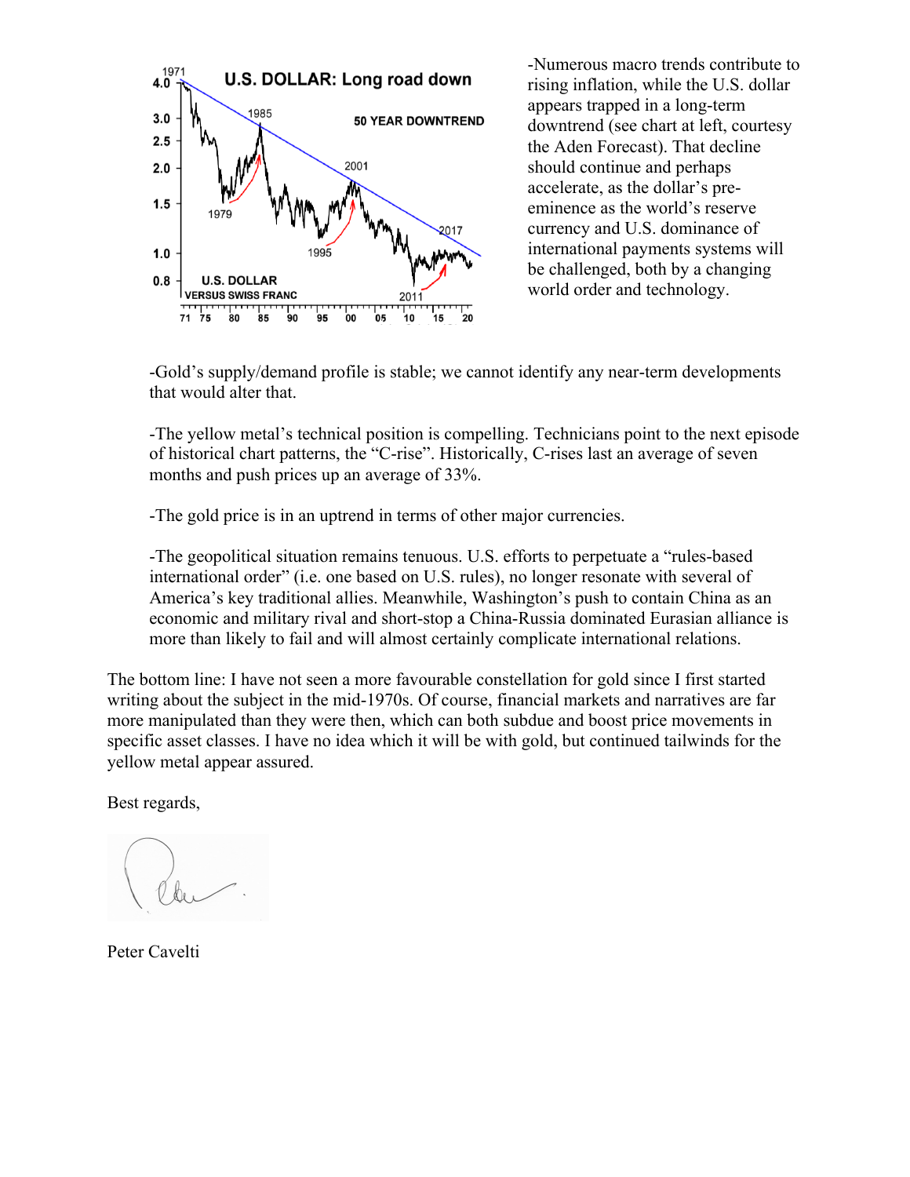1971

U.S. DOLLAR: Long road down

50 YEAR DOWNTREND

4.0
3.0
2.5
2.0
1.5
1.0
0.8

1985
2001
2017
1979
1995
2011

U.S. DOLLAR
VERSUS SWISS FRANC

71 75 80 85 90 95 00 05 10 15 20

-Numerous macro trends contribute to rising inflation, while the U.S. dollar appears trapped in a long-term downtrend (see chart at left, courtesy the Aden Forecast). That decline should continue and perhaps accelerate, as the dollar's pre-eminence as the world's reserve currency and U.S. dominance of international payments systems will be challenged, both by a changing world order and technology.

-Gold's supply/demand profile is stable; we cannot identify any near-term developments that would alter that.

-The yellow metal's technical position is compelling. Technicians point to the next episode of historical chart patterns, the "C-rise". Historically, C-rises last an average of seven months and push prices up an average of 33%.

-The gold price is in an uptrend in terms of other major currencies.

-The geopolitical situation remains tenuous. U.S. efforts to perpetuate a "rules-based international order" (i.e. one based on U.S. rules), no longer resonate with several of America's key traditional allies. Meanwhile, Washington's push to contain China as an economic and military rival and short-stop a China-Russia dominated Eurasian alliance is more than likely to fail and will almost certainly complicate international relations.

The bottom line: I have not seen a more favourable constellation for gold since I first started writing about the subject in the mid-1970s. Of course, financial markets and narratives are far more manipulated than they were then, which can both subdue and boost price movements in specific asset classes. I have no idea which it will be with gold, but continued tailwinds for the yellow metal appear assured.

Best regards,

Peter Cavelti